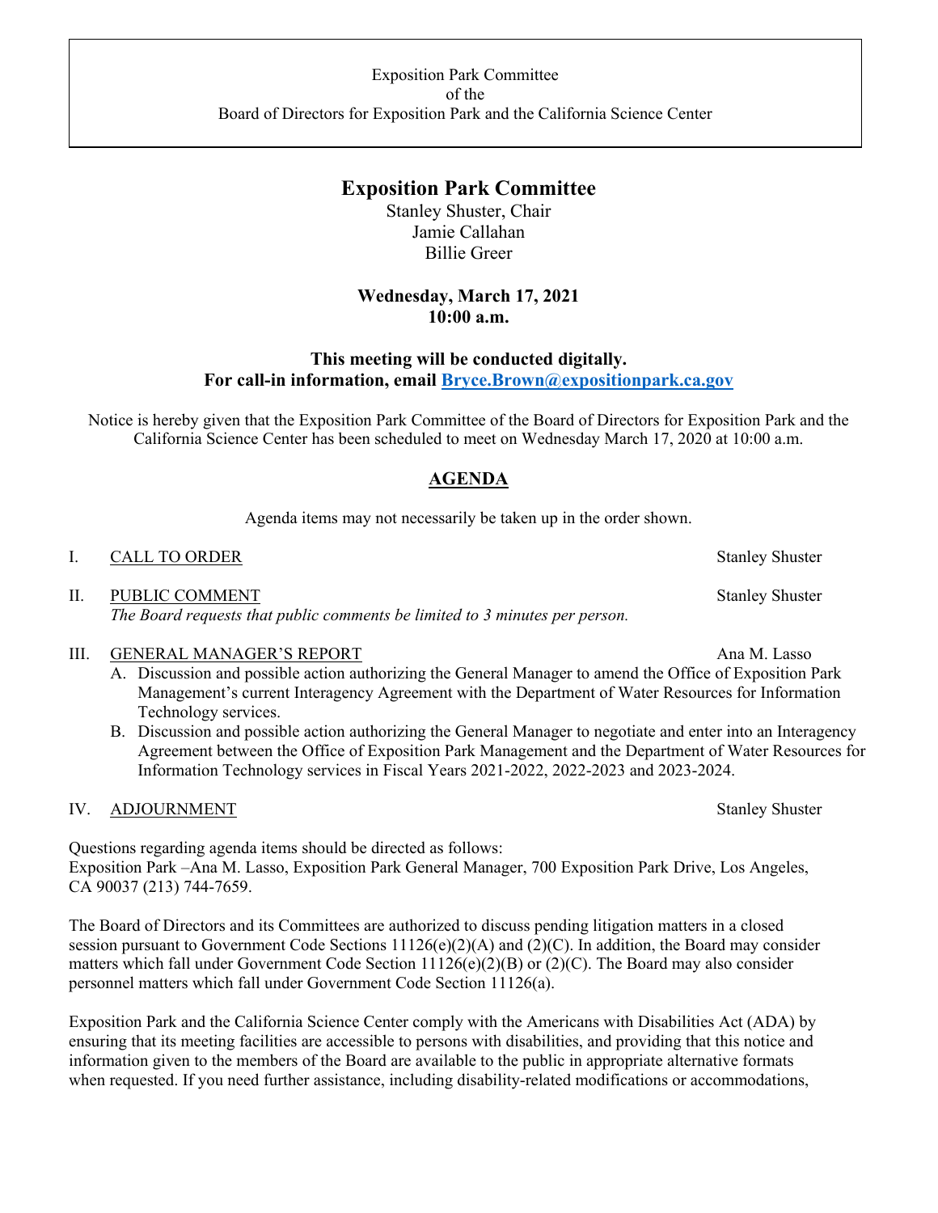Exposition Park Committee
of the
Board of Directors for Exposition Park and the California Science Center

# Exposition Park Committee

Stanley Shuster, Chair
Jamie Callahan
Billie Greer

**Wednesday, March 17, 2021**
**10:00 a.m.**

**This meeting will be conducted digitally.**
**For call-in information, email [Bryce.Brown@expositionpark.ca.gov](mailto:Bryce.Brown@expositionpark.ca.gov)**

Notice is hereby given that the Exposition Park Committee of the Board of Directors for Exposition Park and the California Science Center has been scheduled to meet on Wednesday March 17, 2020 at 10:00 a.m.

## AGENDA

Agenda items may not necessarily be taken up in the order shown.

I. CALL TO ORDER — Stanley Shuster

II. PUBLIC COMMENT — Stanley Shuster
*The Board requests that public comments be limited to 3 minutes per person.*

III. GENERAL MANAGER'S REPORT — Ana M. Lasso

A. Discussion and possible action authorizing the General Manager to amend the Office of Exposition Park Management's current Interagency Agreement with the Department of Water Resources for Information Technology services.

B. Discussion and possible action authorizing the General Manager to negotiate and enter into an Interagency Agreement between the Office of Exposition Park Management and the Department of Water Resources for Information Technology services in Fiscal Years 2021-2022, 2022-2023 and 2023-2024.

IV. ADJOURNMENT — Stanley Shuster

Questions regarding agenda items should be directed as follows:
Exposition Park –Ana M. Lasso, Exposition Park General Manager, 700 Exposition Park Drive, Los Angeles, CA 90037 (213) 744-7659.

The Board of Directors and its Committees are authorized to discuss pending litigation matters in a closed session pursuant to Government Code Sections 11126(e)(2)(A) and (2)(C). In addition, the Board may consider matters which fall under Government Code Section 11126(e)(2)(B) or (2)(C). The Board may also consider personnel matters which fall under Government Code Section 11126(a).

Exposition Park and the California Science Center comply with the Americans with Disabilities Act (ADA) by ensuring that its meeting facilities are accessible to persons with disabilities, and providing that this notice and information given to the members of the Board are available to the public in appropriate alternative formats when requested. If you need further assistance, including disability-related modifications or accommodations,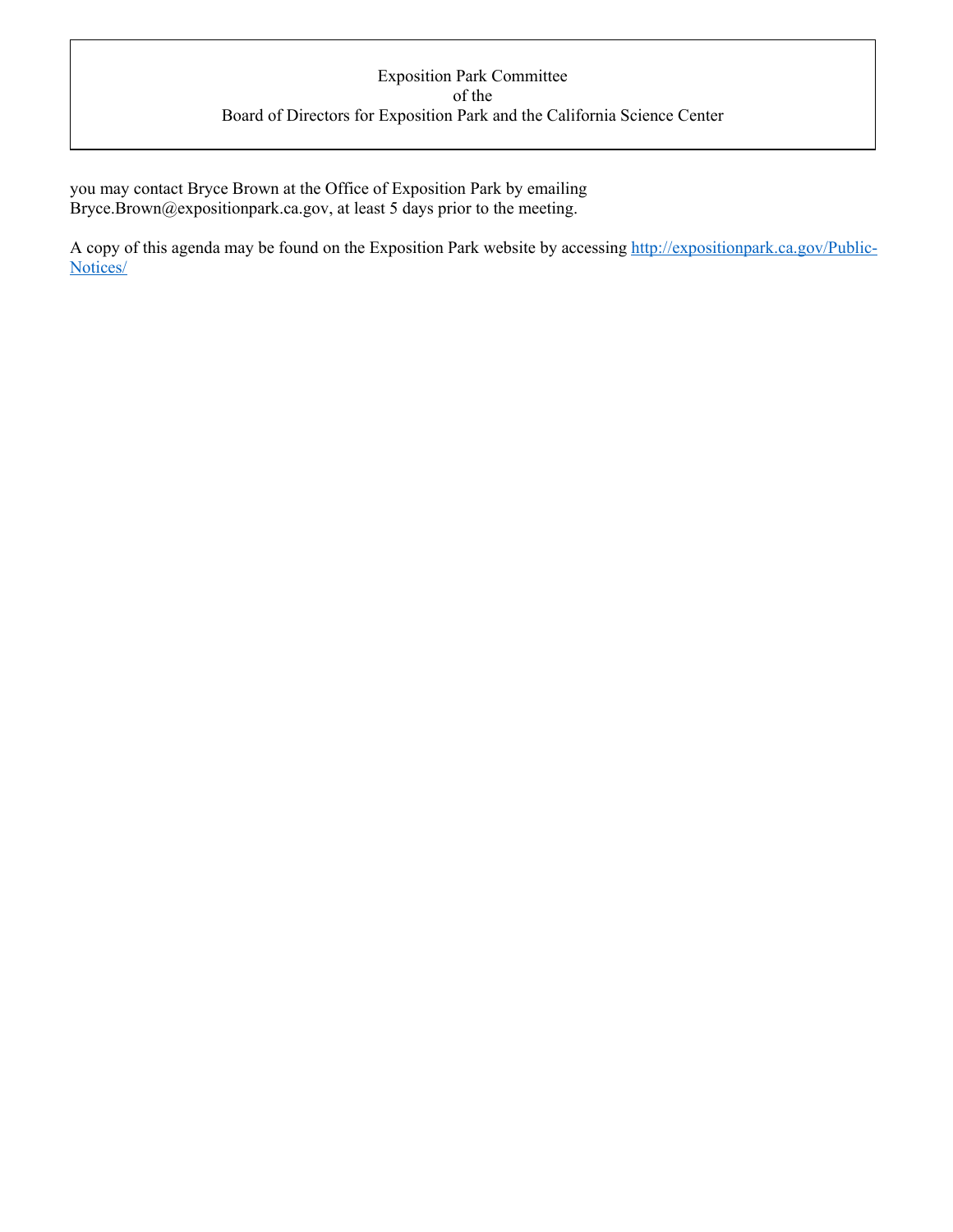you may contact Bryce Brown at the Office of Exposition Park by emailing Bryce.Brown@expositionpark.ca.gov, at least 5 days prior to the meeting.

A copy of this agenda may be found on the Exposition Park website by accessing [http://expositionpark.ca.gov/Public-Notices/](http://expositionpark.ca.gov/Public-Notices/)